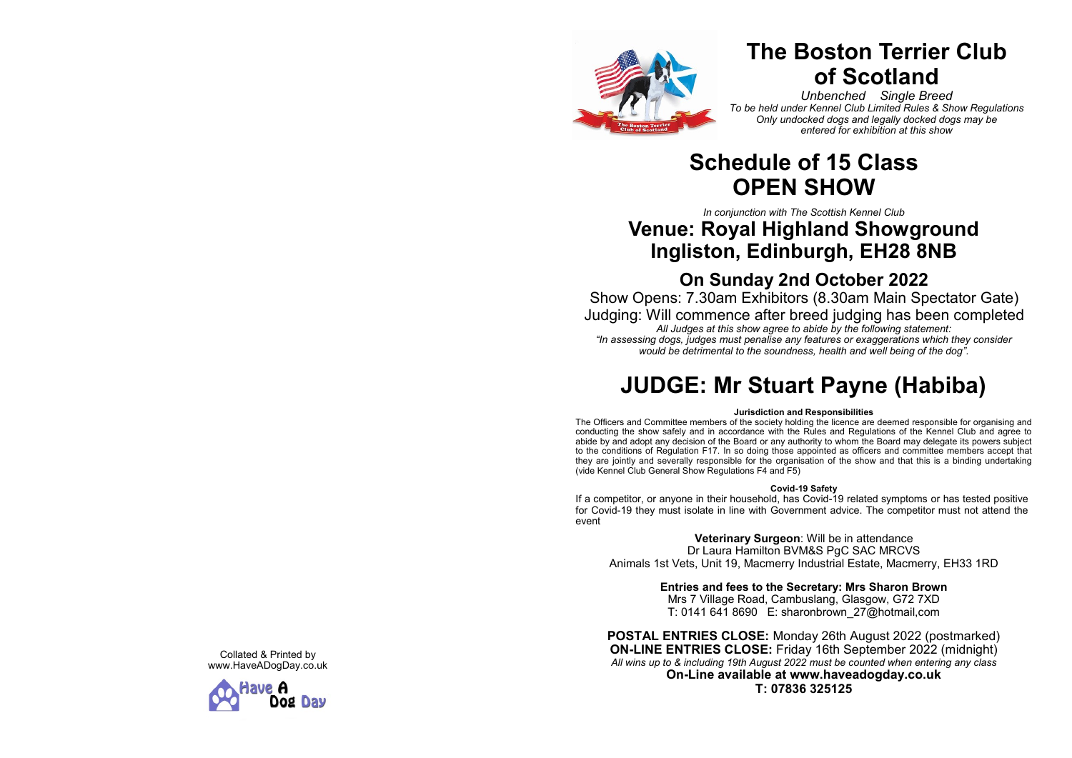Collated & Printed by
www.HaveADogDay.co.uk

# The Boston Terrier Club of Scotland

*Unbenched Single Breed*
*To be held under Kennel Club Limited Rules & Show Regulations*
*Only undocked dogs and legally docked dogs may be entered for exhibition at this show*

# Schedule of 15 Class OPEN SHOW

*In conjunction with The Scottish Kennel Club*

## Venue: Royal Highland Showground Ingliston, Edinburgh, EH28 8NB

## On Sunday 2nd October 2022

Show Opens: 7.30am Exhibitors (8.30am Main Spectator Gate)
Judging: Will commence after breed judging has been completed

*All Judges at this show agree to abide by the following statement:*
*"In assessing dogs, judges must penalise any features or exaggerations which they consider would be detrimental to the soundness, health and well being of the dog".*

# JUDGE: Mr Stuart Payne (Habiba)

**Jurisdiction and Responsibilities**

The Officers and Committee members of the society holding the licence are deemed responsible for organising and conducting the show safely and in accordance with the Rules and Regulations of the Kennel Club and agree to abide by and adopt any decision of the Board or any authority to whom the Board may delegate its powers subject to the conditions of Regulation F17. In so doing those appointed as officers and committee members accept that they are jointly and severally responsible for the organisation of the show and that this is a binding undertaking (vide Kennel Club General Show Regulations F4 and F5)

**Covid-19 Safety**

If a competitor, or anyone in their household, has Covid-19 related symptoms or has tested positive for Covid-19 they must isolate in line with Government advice. The competitor must not attend the event

**Veterinary Surgeon**: Will be in attendance
Dr Laura Hamilton BVM&S PgC SAC MRCVS
Animals 1st Vets, Unit 19, Macmerry Industrial Estate, Macmerry, EH33 1RD

**Entries and fees to the Secretary: Mrs Sharon Brown**
Mrs 7 Village Road, Cambuslang, Glasgow, G72 7XD
T: 0141 641 8690 E: sharonbrown_27@hotmail,com

**POSTAL ENTRIES CLOSE:** Monday 26th August 2022 (postmarked)
**ON-LINE ENTRIES CLOSE:** Friday 16th September 2022 (midnight)
*All wins up to & including 19th August 2022 must be counted when entering any class*
**On-Line available at www.haveadogday.co.uk**
**T: 07836 325125**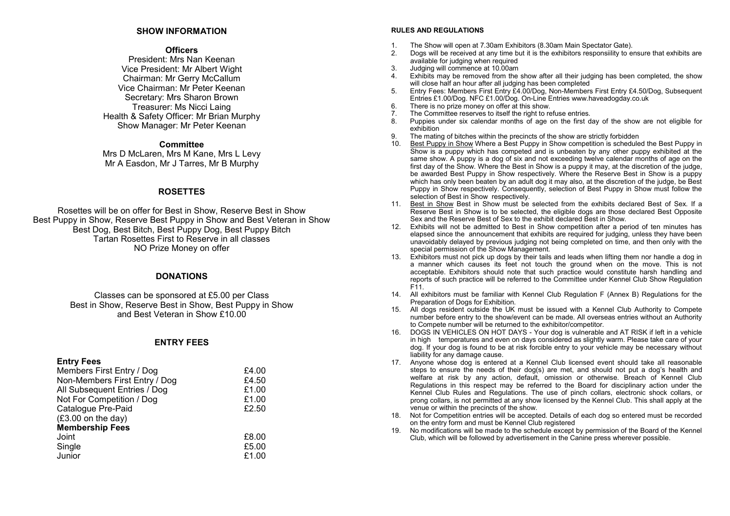## SHOW INFORMATION

### Officers

President: Mrs Nan Keenan
Vice President: Mr Albert Wight
Chairman: Mr Gerry McCallum
Vice Chairman: Mr Peter Keenan
Secretary: Mrs Sharon Brown
Treasurer: Ms Nicci Laing
Health & Safety Officer: Mr Brian Murphy
Show Manager: Mr Peter Keenan

### Committee

Mrs D McLaren, Mrs M Kane, Mrs L Levy
Mr A Easdon, Mr J Tarres, Mr B Murphy

## ROSETTES

Rosettes will be on offer for Best in Show, Reserve Best in Show
Best Puppy in Show, Reserve Best Puppy in Show and Best Veteran in Show
Best Dog, Best Bitch, Best Puppy Dog, Best Puppy Bitch
Tartan Rosettes First to Reserve in all classes
NO Prize Money on offer

## DONATIONS

Classes can be sponsored at £5.00 per Class
Best in Show, Reserve Best in Show, Best Puppy in Show
and Best Veteran in Show £10.00

## ENTRY FEES

| **Entry Fees** | |
|---|---|
| Members First Entry / Dog | £4.00 |
| Non-Members First Entry / Dog | £4.50 |
| All Subsequent Entries / Dog | £1.00 |
| Not For Competition / Dog | £1.00 |
| Catalogue Pre-Paid (£3.00 on the day) | £2.50 |
| **Membership Fees** | |
| Joint | £8.00 |
| Single | £5.00 |
| Junior | £1.00 |

#### RULES AND REGULATIONS

1. The Show will open at 7.30am Exhibitors (8.30am Main Spectator Gate).
2. Dogs will be received at any time but it is the exhibitors responsiility to ensure that exhibits are available for judging when required
3. Judging will commence at 10.00am
4. Exhibits may be removed from the show after all their judging has been completed, the show will close half an hour after all judging has been completed
5. Entry Fees: Members First Entry £4.00/Dog, Non-Members First Entry £4.50/Dog, Subsequent Entries £1.00/Dog. NFC £1.00/Dog. On-Line Entries www.haveadogday.co.uk
6. There is no prize money on offer at this show.
7. The Committee reserves to itself the right to refuse entries.
8. Puppies under six calendar months of age on the first day of the show are not eligible for exhibition
9. The mating of bitches within the precincts of the show are strictly forbidden
10. Best Puppy in Show Where a Best Puppy in Show competition is scheduled the Best Puppy in Show is a puppy which has competed and is unbeaten by any other puppy exhibited at the same show. A puppy is a dog of six and not exceeding twelve calendar months of age on the first day of the Show. Where the Best in Show is a puppy it may, at the discretion of the judge, be awarded Best Puppy in Show respectively. Where the Reserve Best in Show is a puppy which has only been beaten by an adult dog it may also, at the discretion of the judge, be Best Puppy in Show respectively. Consequently, selection of Best Puppy in Show must follow the selection of Best in Show respectively.
11. Best in Show Best in Show must be selected from the exhibits declared Best of Sex. If a Reserve Best in Show is to be selected, the eligible dogs are those declared Best Opposite Sex and the Reserve Best of Sex to the exhibit declared Best in Show.
12. Exhibits will not be admitted to Best in Show competition after a period of ten minutes has elapsed since the announcement that exhibits are required for judging, unless they have been unavoidably delayed by previous judging not being completed on time, and then only with the special permission of the Show Management.
13. Exhibitors must not pick up dogs by their tails and leads when lifting them nor handle a dog in a manner which causes its feet not touch the ground when on the move. This is not acceptable. Exhibitors should note that such practice would constitute harsh handling and reports of such practice will be referred to the Committee under Kennel Club Show Regulation F11.
14. All exhibitors must be familiar with Kennel Club Regulation F (Annex B) Regulations for the Preparation of Dogs for Exhibition.
15. All dogs resident outside the UK must be issued with a Kennel Club Authority to Compete number before entry to the show/event can be made. All overseas entries without an Authority to Compete number will be returned to the exhibitor/competitor.
16. DOGS IN VEHICLES ON HOT DAYS - Your dog is vulnerable and AT RISK if left in a vehicle in high temperatures and even on days considered as slightly warm. Please take care of your dog. If your dog is found to be at risk forcible entry to your vehicle may be necessary without liability for any damage cause.
17. Anyone whose dog is entered at a Kennel Club licensed event should take all reasonable steps to ensure the needs of their dog(s) are met, and should not put a dog's health and welfare at risk by any action, default, omission or otherwise. Breach of Kennel Club Regulations in this respect may be referred to the Board for disciplinary action under the Kennel Club Rules and Regulations. The use of pinch collars, electronic shock collars, or prong collars, is not permitted at any show licensed by the Kennel Club. This shall apply at the venue or within the precincts of the show.
18. Not for Competition entries will be accepted. Details of each dog so entered must be recorded on the entry form and must be Kennel Club registered
19. No modifications will be made to the schedule except by permission of the Board of the Kennel Club, which will be followed by advertisement in the Canine press wherever possible.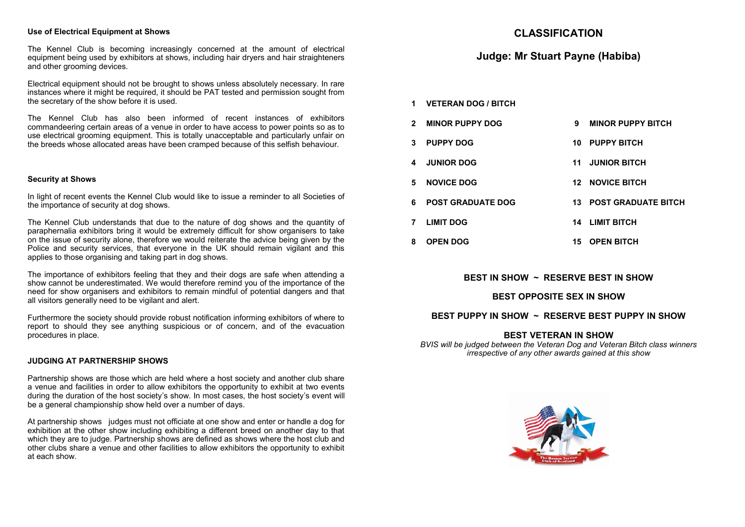### Use of Electrical Equipment at Shows

The Kennel Club is becoming increasingly concerned at the amount of electrical equipment being used by exhibitors at shows, including hair dryers and hair straighteners and other grooming devices.

Electrical equipment should not be brought to shows unless absolutely necessary. In rare instances where it might be required, it should be PAT tested and permission sought from the secretary of the show before it is used.

The Kennel Club has also been informed of recent instances of exhibitors commandeering certain areas of a venue in order to have access to power points so as to use electrical grooming equipment. This is totally unacceptable and particularly unfair on the breeds whose allocated areas have been cramped because of this selfish behaviour.

### Security at Shows

In light of recent events the Kennel Club would like to issue a reminder to all Societies of the importance of security at dog shows.

The Kennel Club understands that due to the nature of dog shows and the quantity of paraphernalia exhibitors bring it would be extremely difficult for show organisers to take on the issue of security alone, therefore we would reiterate the advice being given by the Police and security services, that everyone in the UK should remain vigilant and this applies to those organising and taking part in dog shows.

The importance of exhibitors feeling that they and their dogs are safe when attending a show cannot be underestimated. We would therefore remind you of the importance of the need for show organisers and exhibitors to remain mindful of potential dangers and that all visitors generally need to be vigilant and alert.

Furthermore the society should provide robust notification informing exhibitors of where to report to should they see anything suspicious or of concern, and of the evacuation procedures in place.

### JUDGING AT PARTNERSHIP SHOWS

Partnership shows are those which are held where a host society and another club share a venue and facilities in order to allow exhibitors the opportunity to exhibit at two events during the duration of the host society's show. In most cases, the host society's event will be a general championship show held over a number of days.

At partnership shows judges must not officiate at one show and enter or handle a dog for exhibition at the other show including exhibiting a different breed on another day to that which they are to judge. Partnership shows are defined as shows where the host club and other clubs share a venue and other facilities to allow exhibitors the opportunity to exhibit at each show.

# CLASSIFICATION

## Judge: Mr Stuart Payne (Habiba)

**1 VETERAN DOG / BITCH**

| | | | |
|---|---|---|---|
| **2** | **MINOR PUPPY DOG** | **9** | **MINOR PUPPY BITCH** |
| **3** | **PUPPY DOG** | **10** | **PUPPY BITCH** |
| **4** | **JUNIOR DOG** | **11** | **JUNIOR BITCH** |
| **5** | **NOVICE DOG** | **12** | **NOVICE BITCH** |
| **6** | **POST GRADUATE DOG** | **13** | **POST GRADUATE BITCH** |
| **7** | **LIMIT DOG** | **14** | **LIMIT BITCH** |
| **8** | **OPEN DOG** | **15** | **OPEN BITCH** |

**BEST IN SHOW ~ RESERVE BEST IN SHOW**

**BEST OPPOSITE SEX IN SHOW**

**BEST PUPPY IN SHOW ~ RESERVE BEST PUPPY IN SHOW**

**BEST VETERAN IN SHOW**

*BVIS will be judged between the Veteran Dog and Veteran Bitch class winners irrespective of any other awards gained at this show*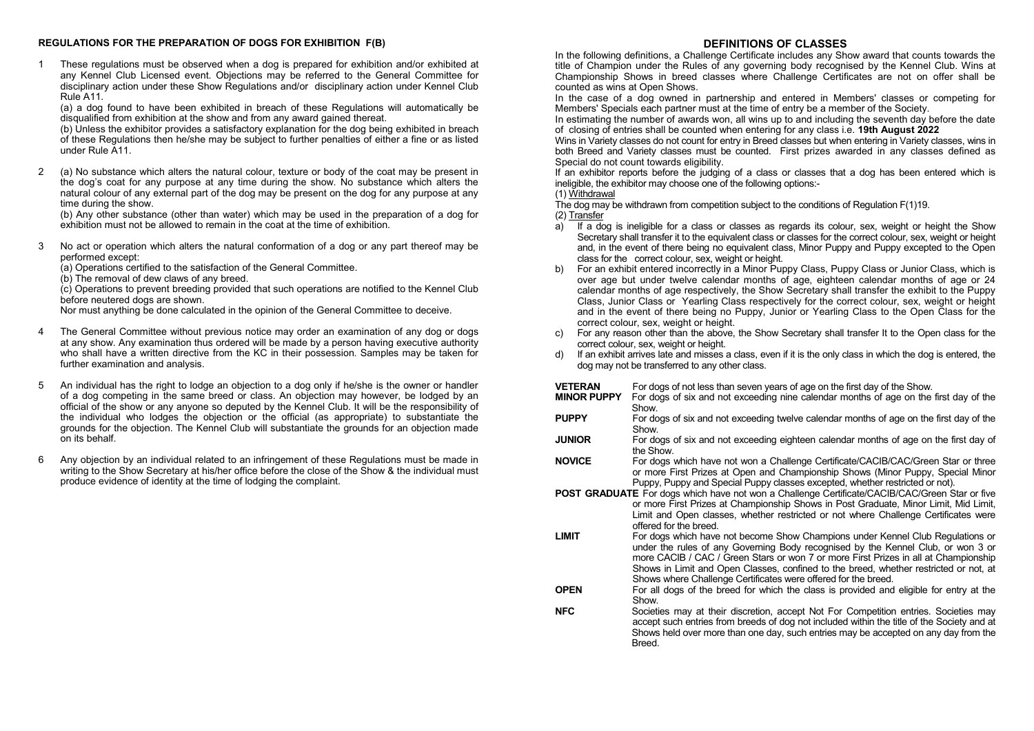## REGULATIONS FOR THE PREPARATION OF DOGS FOR EXHIBITION F(B)

1 These regulations must be observed when a dog is prepared for exhibition and/or exhibited at any Kennel Club Licensed event. Objections may be referred to the General Committee for disciplinary action under these Show Regulations and/or disciplinary action under Kennel Club Rule A11.

(a) a dog found to have been exhibited in breach of these Regulations will automatically be disqualified from exhibition at the show and from any award gained thereat.

(b) Unless the exhibitor provides a satisfactory explanation for the dog being exhibited in breach of these Regulations then he/she may be subject to further penalties of either a fine or as listed under Rule A11.

2 (a) No substance which alters the natural colour, texture or body of the coat may be present in the dog's coat for any purpose at any time during the show. No substance which alters the natural colour of any external part of the dog may be present on the dog for any purpose at any time during the show.

(b) Any other substance (other than water) which may be used in the preparation of a dog for exhibition must not be allowed to remain in the coat at the time of exhibition.

3 No act or operation which alters the natural conformation of a dog or any part thereof may be performed except:

(a) Operations certified to the satisfaction of the General Committee.

(b) The removal of dew claws of any breed.

(c) Operations to prevent breeding provided that such operations are notified to the Kennel Club before neutered dogs are shown.

Nor must anything be done calculated in the opinion of the General Committee to deceive.

4 The General Committee without previous notice may order an examination of any dog or dogs at any show. Any examination thus ordered will be made by a person having executive authority who shall have a written directive from the KC in their possession. Samples may be taken for further examination and analysis.

5 An individual has the right to lodge an objection to a dog only if he/she is the owner or handler of a dog competing in the same breed or class. An objection may however, be lodged by an official of the show or any anyone so deputed by the Kennel Club. It will be the responsibility of the individual who lodges the objection or the official (as appropriate) to substantiate the grounds for the objection. The Kennel Club will substantiate the grounds for an objection made on its behalf.

6 Any objection by an individual related to an infringement of these Regulations must be made in writing to the Show Secretary at his/her office before the close of the Show & the individual must produce evidence of identity at the time of lodging the complaint.

## DEFINITIONS OF CLASSES

In the following definitions, a Challenge Certificate includes any Show award that counts towards the title of Champion under the Rules of any governing body recognised by the Kennel Club. Wins at Championship Shows in breed classes where Challenge Certificates are not on offer shall be counted as wins at Open Shows.

In the case of a dog owned in partnership and entered in Members' classes or competing for Members' Specials each partner must at the time of entry be a member of the Society.

In estimating the number of awards won, all wins up to and including the seventh day before the date of closing of entries shall be counted when entering for any class i.e. **19th August 2022**

Wins in Variety classes do not count for entry in Breed classes but when entering in Variety classes, wins in both Breed and Variety classes must be counted. First prizes awarded in any classes defined as Special do not count towards eligibility.

If an exhibitor reports before the judging of a class or classes that a dog has been entered which is ineligible, the exhibitor may choose one of the following options:-

(1) Withdrawal

The dog may be withdrawn from competition subject to the conditions of Regulation F(1)19.

(2) Transfer

a) If a dog is ineligible for a class or classes as regards its colour, sex, weight or height the Show Secretary shall transfer it to the equivalent class or classes for the correct colour, sex, weight or height and, in the event of there being no equivalent class, Minor Puppy and Puppy excepted to the Open class for the correct colour, sex, weight or height.

b) For an exhibit entered incorrectly in a Minor Puppy Class, Puppy Class or Junior Class, which is over age but under twelve calendar months of age, eighteen calendar months of age or 24 calendar months of age respectively, the Show Secretary shall transfer the exhibit to the Puppy Class, Junior Class or Yearling Class respectively for the correct colour, sex, weight or height and in the event of there being no Puppy, Junior or Yearling Class to the Open Class for the correct colour, sex, weight or height.

c) For any reason other than the above, the Show Secretary shall transfer It to the Open class for the correct colour, sex, weight or height.

d) If an exhibit arrives late and misses a class, even if it is the only class in which the dog is entered, the dog may not be transferred to any other class.

**VETERAN** For dogs of not less than seven years of age on the first day of the Show.

**MINOR PUPPY** For dogs of six and not exceeding nine calendar months of age on the first day of the Show.

**PUPPY** For dogs of six and not exceeding twelve calendar months of age on the first day of the Show.

**JUNIOR** For dogs of six and not exceeding eighteen calendar months of age on the first day of the Show.

**NOVICE** For dogs which have not won a Challenge Certificate/CACIB/CAC/Green Star or three or more First Prizes at Open and Championship Shows (Minor Puppy, Special Minor Puppy, Puppy and Special Puppy classes excepted, whether restricted or not).

**POST GRADUATE** For dogs which have not won a Challenge Certificate/CACIB/CAC/Green Star or five or more First Prizes at Championship Shows in Post Graduate, Minor Limit, Mid Limit, Limit and Open classes, whether restricted or not where Challenge Certificates were offered for the breed.

**LIMIT** For dogs which have not become Show Champions under Kennel Club Regulations or under the rules of any Governing Body recognised by the Kennel Club, or won 3 or more CACIB / CAC / Green Stars or won 7 or more First Prizes in all at Championship Shows in Limit and Open Classes, confined to the breed, whether restricted or not, at Shows where Challenge Certificates were offered for the breed.

**OPEN** For all dogs of the breed for which the class is provided and eligible for entry at the Show.

**NFC** Societies may at their discretion, accept Not For Competition entries. Societies may accept such entries from breeds of dog not included within the title of the Society and at Shows held over more than one day, such entries may be accepted on any day from the Breed.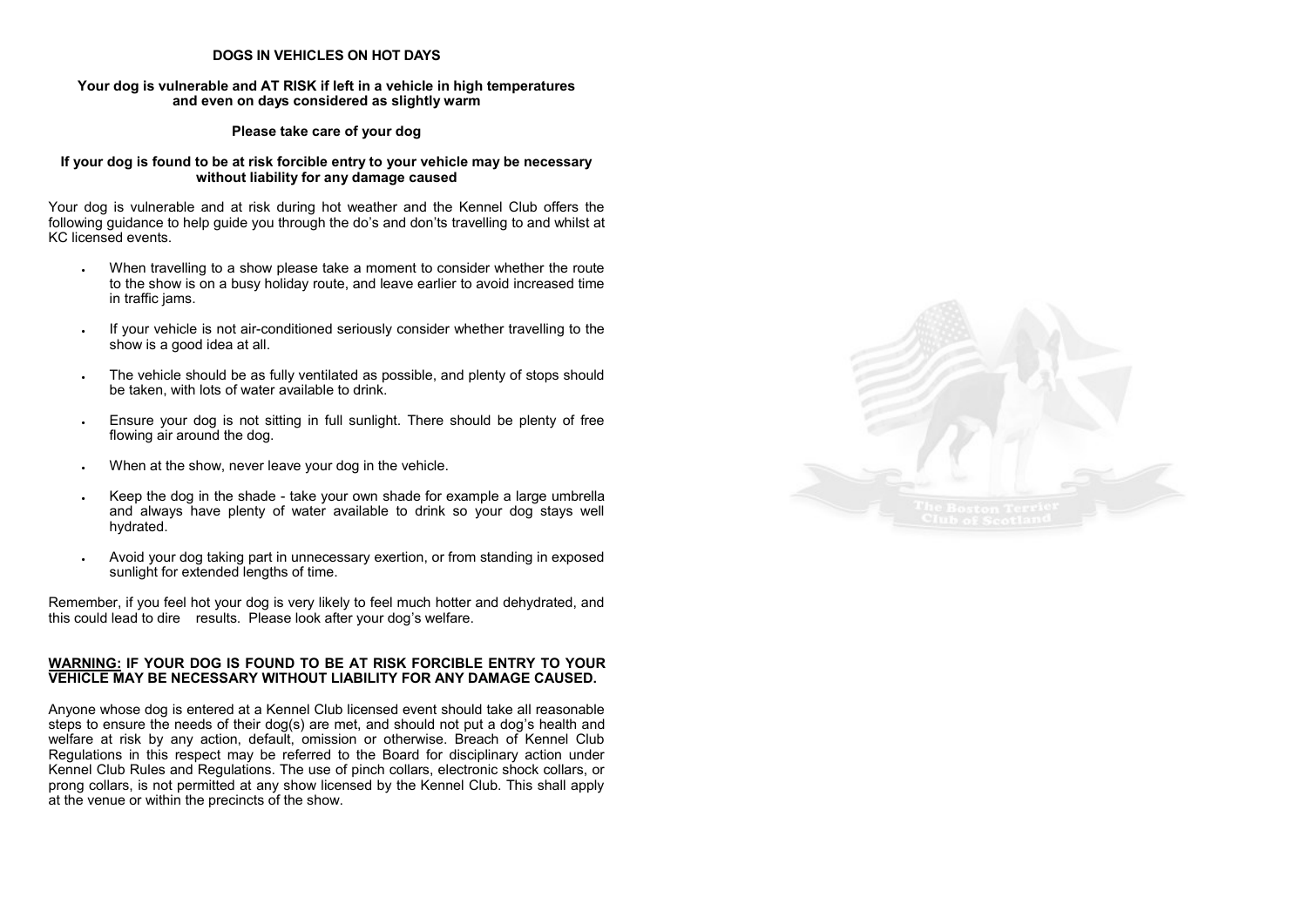**DOGS IN VEHICLES ON HOT DAYS**

**Your dog is vulnerable and AT RISK if left in a vehicle in high temperatures and even on days considered as slightly warm**

**Please take care of your dog**

**If your dog is found to be at risk forcible entry to your vehicle may be necessary without liability for any damage caused**

Your dog is vulnerable and at risk during hot weather and the Kennel Club offers the following guidance to help guide you through the do's and don'ts travelling to and whilst at KC licensed events.

- When travelling to a show please take a moment to consider whether the route to the show is on a busy holiday route, and leave earlier to avoid increased time in traffic jams.
- If your vehicle is not air-conditioned seriously consider whether travelling to the show is a good idea at all.
- The vehicle should be as fully ventilated as possible, and plenty of stops should be taken, with lots of water available to drink.
- Ensure your dog is not sitting in full sunlight. There should be plenty of free flowing air around the dog.
- When at the show, never leave your dog in the vehicle.
- Keep the dog in the shade - take your own shade for example a large umbrella and always have plenty of water available to drink so your dog stays well hydrated.
- Avoid your dog taking part in unnecessary exertion, or from standing in exposed sunlight for extended lengths of time.

Remember, if you feel hot your dog is very likely to feel much hotter and dehydrated, and this could lead to dire results. Please look after your dog's welfare.

**WARNING: IF YOUR DOG IS FOUND TO BE AT RISK FORCIBLE ENTRY TO YOUR VEHICLE MAY BE NECESSARY WITHOUT LIABILITY FOR ANY DAMAGE CAUSED.**

Anyone whose dog is entered at a Kennel Club licensed event should take all reasonable steps to ensure the needs of their dog(s) are met, and should not put a dog's health and welfare at risk by any action, default, omission or otherwise. Breach of Kennel Club Regulations in this respect may be referred to the Board for disciplinary action under Kennel Club Rules and Regulations. The use of pinch collars, electronic shock collars, or prong collars, is not permitted at any show licensed by the Kennel Club. This shall apply at the venue or within the precincts of the show.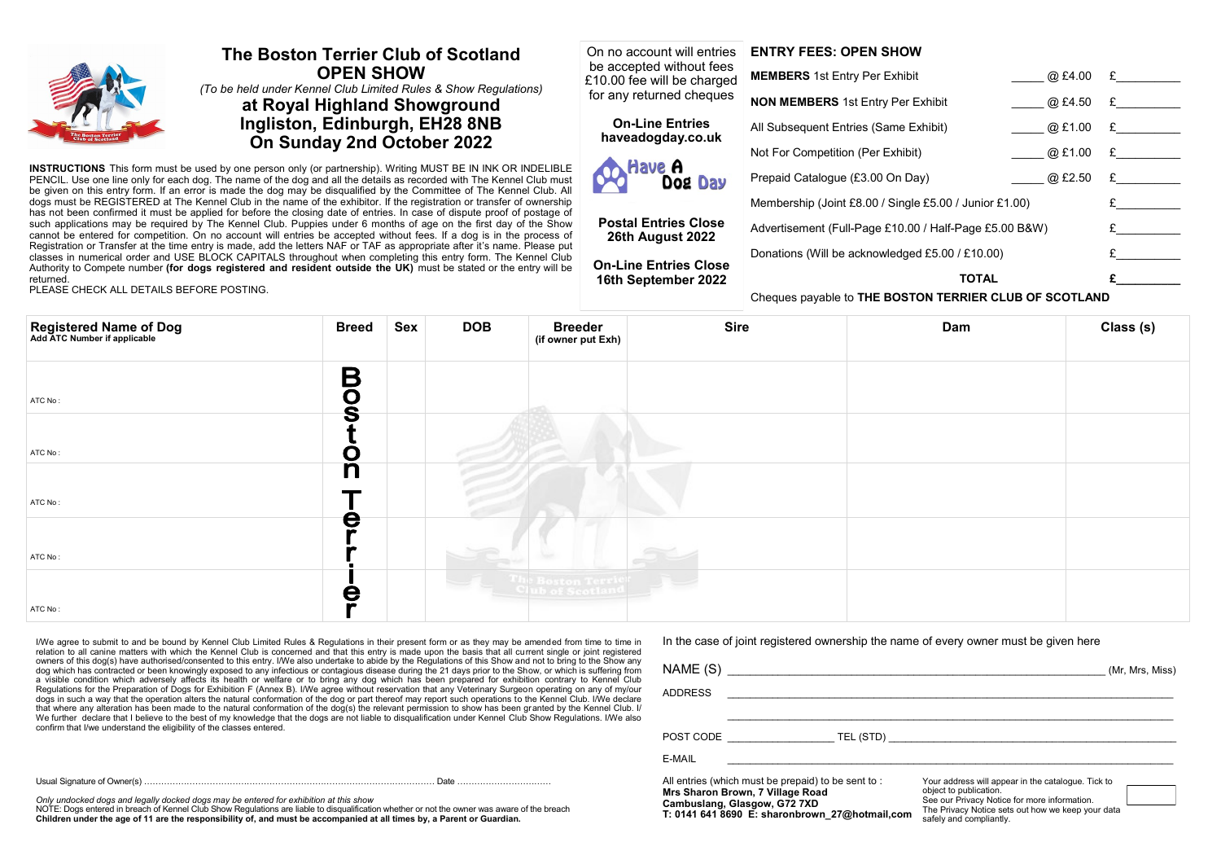# The Boston Terrier Club of Scotland

## OPEN SHOW

*(To be held under Kennel Club Limited Rules & Show Regulations)*

### at Royal Highland Showground
### Ingliston, Edinburgh, EH28 8NB
### On Sunday 2nd October 2022

**INSTRUCTIONS** This form must be used by one person only (or partnership). Writing MUST BE IN INK OR INDELIBLE PENCIL. Use one line only for each dog. The name of the dog and all the details as recorded with The Kennel Club must be given on this entry form. If an error is made the dog may be disqualified by the Committee of The Kennel Club. All dogs must be REGISTERED at The Kennel Club in the name of the exhibitor. If the registration or transfer of ownership has not been confirmed it must be applied for before the closing date of entries. In case of dispute proof of postage of such applications may be required by The Kennel Club. Puppies under 6 months of age on the first day of the Show cannot be entered for competition. On no account will entries be accepted without fees. If a dog is in the process of Registration or Transfer at the time entry is made, add the letters NAF or TAF as appropriate after it's name. Please put classes in numerical order and USE BLOCK CAPITALS throughout when completing this entry form. The Kennel Club Authority to Compete number **(for dogs registered and resident outside the UK)** must be stated or the entry will be returned.

PLEASE CHECK ALL DETAILS BEFORE POSTING.

On no account will entries be accepted without fees
£10.00 fee will be charged for any returned cheques

**On-Line Entries**
**haveadogday.co.uk**

Have A Dog Day

**Postal Entries Close**
**26th August 2022**

**On-Line Entries Close**
**16th September 2022**

**ENTRY FEES: OPEN SHOW**

| | | |
|---|---|---|
| **MEMBERS** 1st Entry Per Exhibit | _____ @ £4.00 | £_________ |
| **NON MEMBERS** 1st Entry Per Exhibit | _____ @ £4.50 | £_________ |
| All Subsequent Entries (Same Exhibit) | _____ @ £1.00 | £_________ |
| Not For Competition (Per Exhibit) | _____ @ £1.00 | £_________ |
| Prepaid Catalogue (£3.00 On Day) | _____ @ £2.50 | £_________ |
| Membership (Joint £8.00 / Single £5.00 / Junior £1.00) | | £_________ |
| Advertisement (Full-Page £10.00 / Half-Page £5.00 B&W) | | £_________ |
| Donations (Will be acknowledged £5.00 / £10.00) | | £_________ |
| **TOTAL** | | **£_________** |

Cheques payable to **THE BOSTON TERRIER CLUB OF SCOTLAND**

| **Registered Name of Dog** Add ATC Number if applicable | **Breed** | **Sex** | **DOB** | **Breeder** (if owner put Exh) | **Sire** | **Dam** | **Class (s)** |
|---|---|---|---|---|---|---|---|
| ATC No : | Boston Terrier | | | | | | |
| ATC No : | | | | | | | |
| ATC No : | | | | | | | |
| ATC No : | | | | | | | |
| ATC No : | | | | | | | |

I/We agree to submit to and be bound by Kennel Club Limited Rules & Regulations in their present form or as they may be amended from time to time in relation to all canine matters with which the Kennel Club is concerned and that this entry is made upon the basis that all current single or joint registered owners of this dog(s) have authorised/consented to this entry. I/We also undertake to abide by the Regulations of this Show and not to bring to the Show any dog which has contracted or been knowingly exposed to any infectious or contagious disease during the 21 days prior to the Show, or which is suffering from a visible condition which adversely affects its health or welfare or to bring any dog which has been prepared for exhibition contrary to Kennel Club Regulations for the Preparation of Dogs for Exhibition F (Annex B). I/We agree without reservation that any Veterinary Surgeon operating on any of my/our dogs in such a way that the operation alters the natural conformation of the dog or part thereof may report such operations to the Kennel Club. I/We declare that where any alteration has been made to the natural conformation of the dog(s) the relevant permission to show has been granted by the Kennel Club. I/ We further declare that I believe to the best of my knowledge that the dogs are not liable to disqualification under Kennel Club Show Regulations. I/We also confirm that I/we understand the eligibility of the classes entered.

Usual Signature of Owner(s) ............................................................................................... Date .................................

*Only undocked dogs and legally docked dogs may be entered for exhibition at this show*

NOTE: Dogs entered in breach of Kennel Club Show Regulations are liable to disqualification whether or not the owner was aware of the breach

**Children under the age of 11 are the responsibility of, and must be accompanied at all times by, a Parent or Guardian.**

In the case of joint registered ownership the name of every owner must be given here

NAME (S) ____________________________________________________________ (Mr, Mrs, Miss)

ADDRESS ____________________________________________________________

____________________________________________________________

POST CODE __________________ TEL (STD) ____________________________________

E-MAIL ____________________________________________________________

All entries (which must be prepaid) to be sent to :
**Mrs Sharon Brown, 7 Village Road**
**Cambuslang, Glasgow, G72 7XD**
**T: 0141 641 8690 E: sharonbrown_27@hotmail,com**

Your address will appear in the catalogue. Tick to object to publication.
See our Privacy Notice for more information.
The Privacy Notice sets out how we keep your data safely and compliantly.